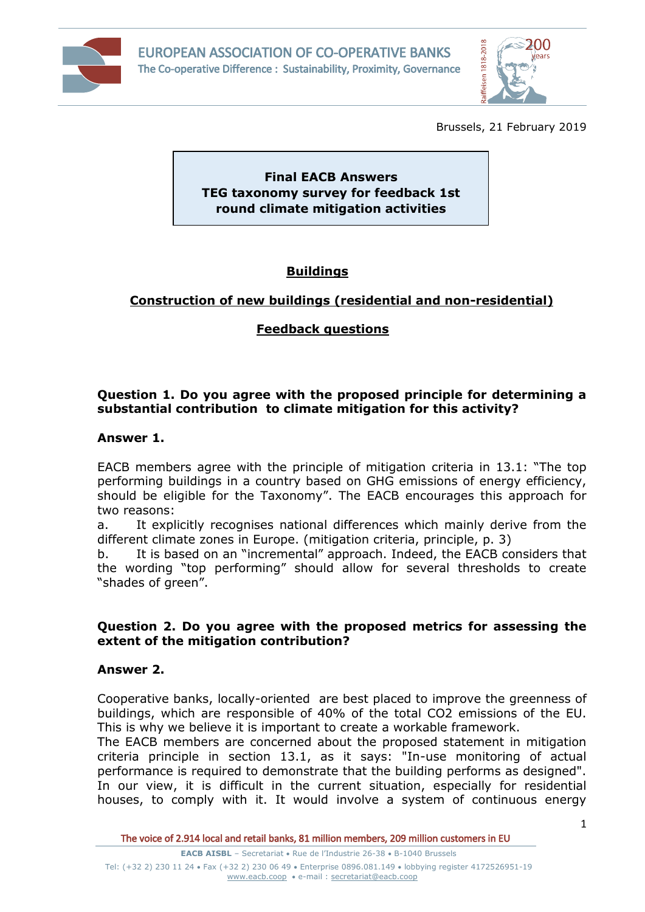Brussels, 21 February 2019

**Final EACB Answers**
**TEG taxonomy survey for feedback 1st round climate mitigation activities**

# Buildings

## Construction of new buildings (residential and non-residential)

### Feedback questions

**Question 1. Do you agree with the proposed principle for determining a substantial contribution to climate mitigation for this activity?**

**Answer 1.**

EACB members agree with the principle of mitigation criteria in 13.1: "The top performing buildings in a country based on GHG emissions of energy efficiency, should be eligible for the Taxonomy". The EACB encourages this approach for two reasons:

a. It explicitly recognises national differences which mainly derive from the different climate zones in Europe. (mitigation criteria, principle, p. 3)

b. It is based on an "incremental" approach. Indeed, the EACB considers that the wording "top performing" should allow for several thresholds to create "shades of green".

**Question 2. Do you agree with the proposed metrics for assessing the extent of the mitigation contribution?**

**Answer 2.**

Cooperative banks, locally-oriented are best placed to improve the greenness of buildings, which are responsible of 40% of the total $CO_2$ emissions of the EU. This is why we believe it is important to create a workable framework.

The EACB members are concerned about the proposed statement in mitigation criteria principle in section 13.1, as it says: "In-use monitoring of actual performance is required to demonstrate that the building performs as designed". In our view, it is difficult in the current situation, especially for residential houses, to comply with it. It would involve a system of continuous energy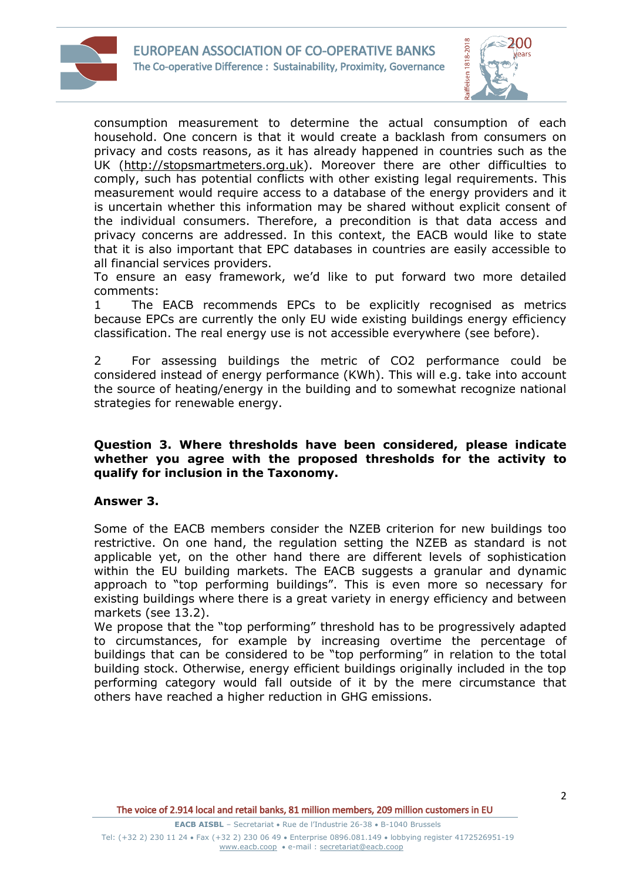consumption measurement to determine the actual consumption of each household. One concern is that it would create a backlash from consumers on privacy and costs reasons, as it has already happened in countries such as the UK (http://stopsmartmeters.org.uk). Moreover there are other difficulties to comply, such has potential conflicts with other existing legal requirements. This measurement would require access to a database of the energy providers and it is uncertain whether this information may be shared without explicit consent of the individual consumers. Therefore, a precondition is that data access and privacy concerns are addressed. In this context, the EACB would like to state that it is also important that EPC databases in countries are easily accessible to all financial services providers.

To ensure an easy framework, we'd like to put forward two more detailed comments:

1 The EACB recommends EPCs to be explicitly recognised as metrics because EPCs are currently the only EU wide existing buildings energy efficiency classification. The real energy use is not accessible everywhere (see before).

2 For assessing buildings the metric of $CO_2$ performance could be considered instead of energy performance (KWh). This will e.g. take into account the source of heating/energy in the building and to somewhat recognize national strategies for renewable energy.

**Question 3. Where thresholds have been considered, please indicate whether you agree with the proposed thresholds for the activity to qualify for inclusion in the Taxonomy.**

**Answer 3.**

Some of the EACB members consider the NZEB criterion for new buildings too restrictive. On one hand, the regulation setting the NZEB as standard is not applicable yet, on the other hand there are different levels of sophistication within the EU building markets. The EACB suggests a granular and dynamic approach to "top performing buildings". This is even more so necessary for existing buildings where there is a great variety in energy efficiency and between markets (see 13.2).

We propose that the "top performing" threshold has to be progressively adapted to circumstances, for example by increasing overtime the percentage of buildings that can be considered to be "top performing" in relation to the total building stock. Otherwise, energy efficient buildings originally included in the top performing category would fall outside of it by the mere circumstance that others have reached a higher reduction in GHG emissions.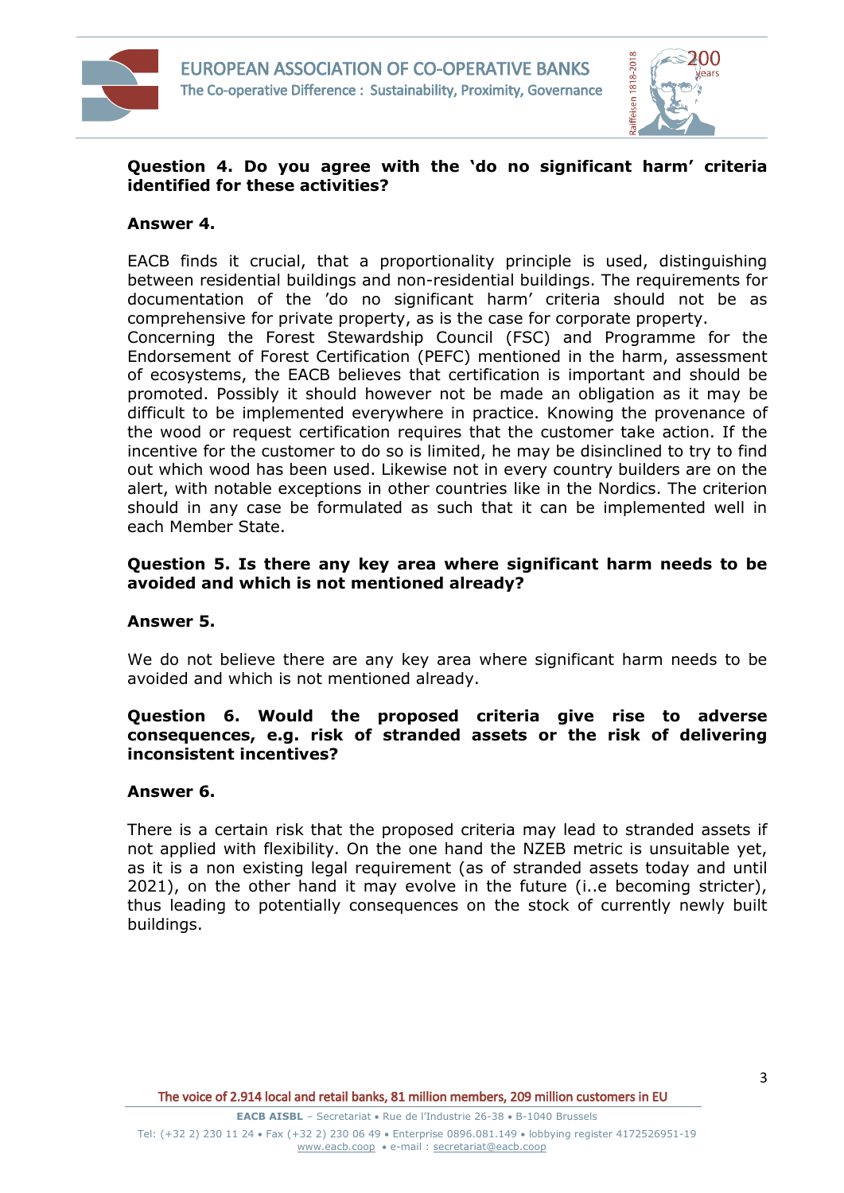**Question 4. Do you agree with the 'do no significant harm' criteria identified for these activities?**

**Answer 4.**

EACB finds it crucial, that a proportionality principle is used, distinguishing between residential buildings and non-residential buildings. The requirements for documentation of the 'do no significant harm' criteria should not be as comprehensive for private property, as is the case for corporate property.
Concerning the Forest Stewardship Council (FSC) and Programme for the Endorsement of Forest Certification (PEFC) mentioned in the harm, assessment of ecosystems, the EACB believes that certification is important and should be promoted. Possibly it should however not be made an obligation as it may be difficult to be implemented everywhere in practice. Knowing the provenance of the wood or request certification requires that the customer take action. If the incentive for the customer to do so is limited, he may be disinclined to try to find out which wood has been used. Likewise not in every country builders are on the alert, with notable exceptions in other countries like in the Nordics. The criterion should in any case be formulated as such that it can be implemented well in each Member State.

**Question 5. Is there any key area where significant harm needs to be avoided and which is not mentioned already?**

**Answer 5.**

We do not believe there are any key area where significant harm needs to be avoided and which is not mentioned already.

**Question 6. Would the proposed criteria give rise to adverse consequences, e.g. risk of stranded assets or the risk of delivering inconsistent incentives?**

**Answer 6.**

There is a certain risk that the proposed criteria may lead to stranded assets if not applied with flexibility. On the one hand the NZEB metric is unsuitable yet, as it is a non existing legal requirement (as of stranded assets today and until 2021), on the other hand it may evolve in the future (i..e becoming stricter), thus leading to potentially consequences on the stock of currently newly built buildings.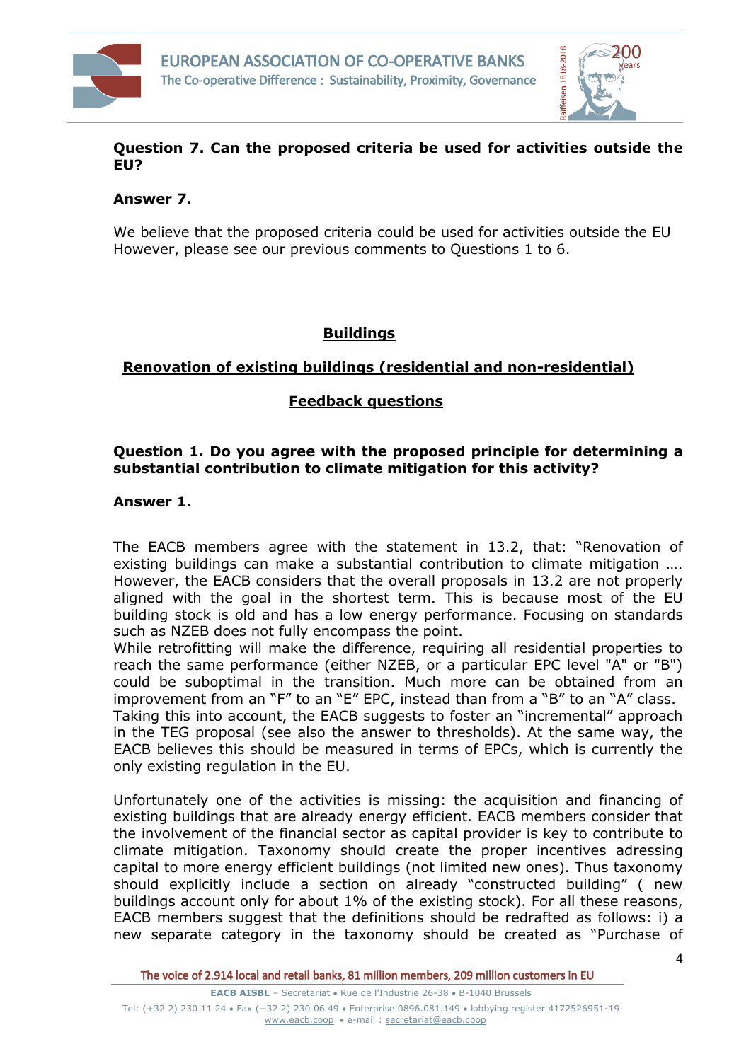**Question 7. Can the proposed criteria be used for activities outside the EU?**

**Answer 7.**

We believe that the proposed criteria could be used for activities outside the EU However, please see our previous comments to Questions 1 to 6.

## Buildings

### Renovation of existing buildings (residential and non-residential)

### Feedback questions

**Question 1. Do you agree with the proposed principle for determining a substantial contribution to climate mitigation for this activity?**

**Answer 1.**

The EACB members agree with the statement in 13.2, that: "Renovation of existing buildings can make a substantial contribution to climate mitigation …. However, the EACB considers that the overall proposals in 13.2 are not properly aligned with the goal in the shortest term. This is because most of the EU building stock is old and has a low energy performance. Focusing on standards such as NZEB does not fully encompass the point.

While retrofitting will make the difference, requiring all residential properties to reach the same performance (either NZEB, or a particular EPC level "A" or "B") could be suboptimal in the transition. Much more can be obtained from an improvement from an "F" to an "E" EPC, instead than from a "B" to an "A" class. Taking this into account, the EACB suggests to foster an "incremental" approach in the TEG proposal (see also the answer to thresholds). At the same way, the EACB believes this should be measured in terms of EPCs, which is currently the only existing regulation in the EU.

Unfortunately one of the activities is missing: the acquisition and financing of existing buildings that are already energy efficient. EACB members consider that the involvement of the financial sector as capital provider is key to contribute to climate mitigation. Taxonomy should create the proper incentives adressing capital to more energy efficient buildings (not limited new ones). Thus taxonomy should explicitly include a section on already "constructed building" ( new buildings account only for about 1% of the existing stock). For all these reasons, EACB members suggest that the definitions should be redrafted as follows: i) a new separate category in the taxonomy should be created as "Purchase of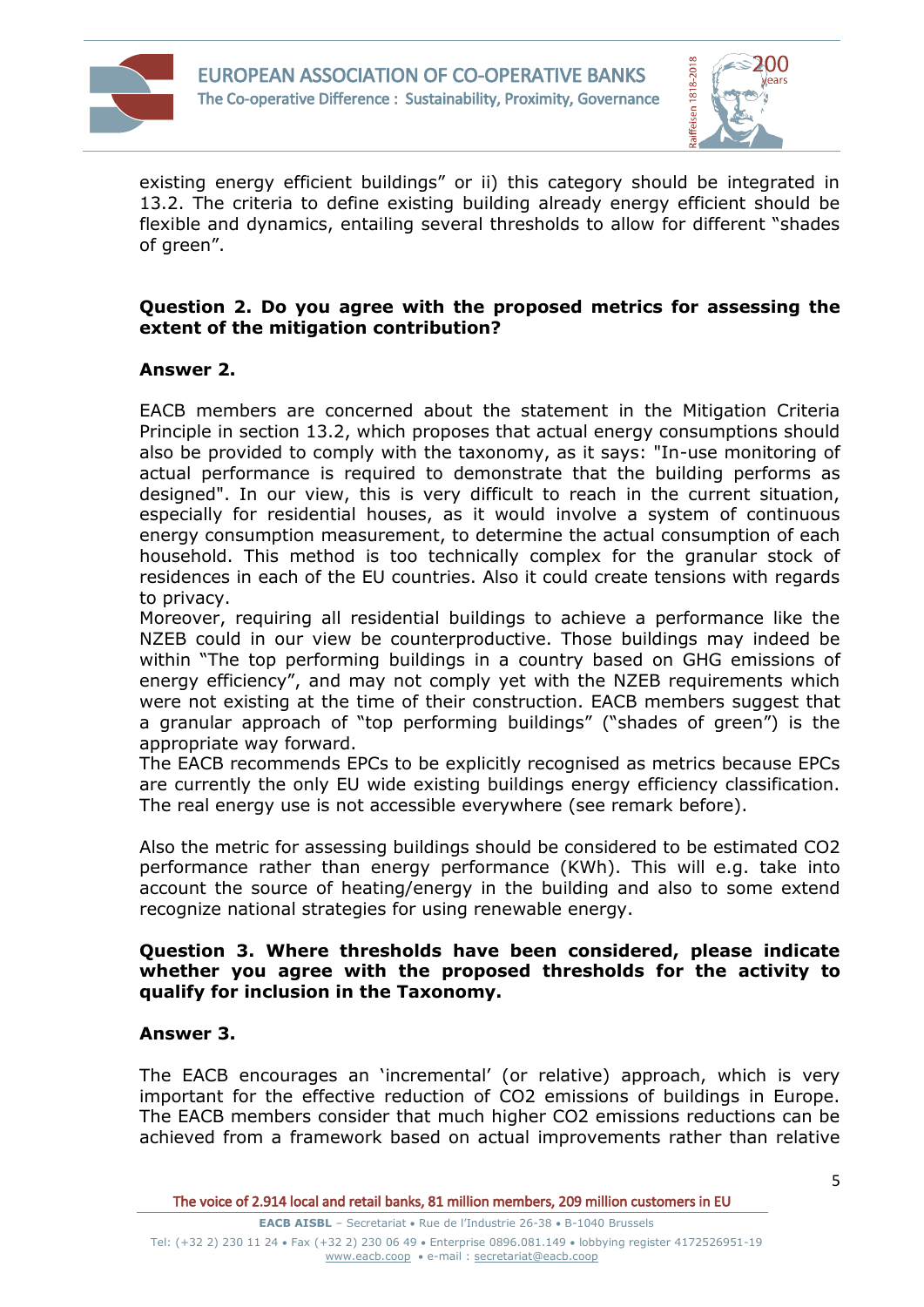existing energy efficient buildings" or ii) this category should be integrated in 13.2. The criteria to define existing building already energy efficient should be flexible and dynamics, entailing several thresholds to allow for different "shades of green".

**Question 2. Do you agree with the proposed metrics for assessing the extent of the mitigation contribution?**

**Answer 2.**

EACB members are concerned about the statement in the Mitigation Criteria Principle in section 13.2, which proposes that actual energy consumptions should also be provided to comply with the taxonomy, as it says: "In-use monitoring of actual performance is required to demonstrate that the building performs as designed". In our view, this is very difficult to reach in the current situation, especially for residential houses, as it would involve a system of continuous energy consumption measurement, to determine the actual consumption of each household. This method is too technically complex for the granular stock of residences in each of the EU countries. Also it could create tensions with regards to privacy.
Moreover, requiring all residential buildings to achieve a performance like the NZEB could in our view be counterproductive. Those buildings may indeed be within "The top performing buildings in a country based on GHG emissions of energy efficiency", and may not comply yet with the NZEB requirements which were not existing at the time of their construction. EACB members suggest that a granular approach of "top performing buildings" ("shades of green") is the appropriate way forward.
The EACB recommends EPCs to be explicitly recognised as metrics because EPCs are currently the only EU wide existing buildings energy efficiency classification. The real energy use is not accessible everywhere (see remark before).

Also the metric for assessing buildings should be considered to be estimated $CO_2$ performance rather than energy performance (KWh). This will e.g. take into account the source of heating/energy in the building and also to some extend recognize national strategies for using renewable energy.

**Question 3. Where thresholds have been considered, please indicate whether you agree with the proposed thresholds for the activity to qualify for inclusion in the Taxonomy.**

**Answer 3.**

The EACB encourages an 'incremental' (or relative) approach, which is very important for the effective reduction of $CO_2$ emissions of buildings in Europe. The EACB members consider that much higher $CO_2$ emissions reductions can be achieved from a framework based on actual improvements rather than relative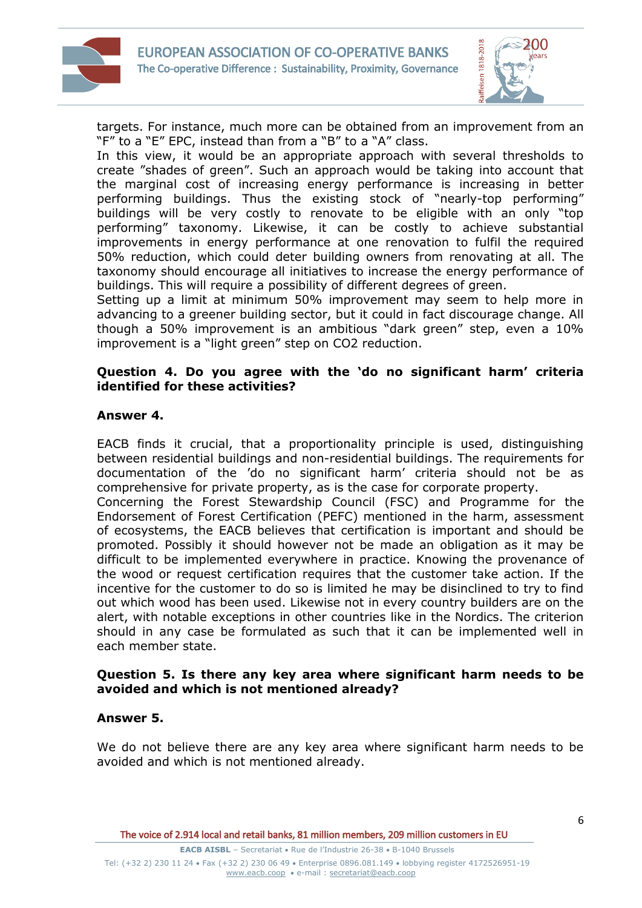targets. For instance, much more can be obtained from an improvement from an "F" to a "E" EPC, instead than from a "B" to a "A" class.

In this view, it would be an appropriate approach with several thresholds to create "shades of green". Such an approach would be taking into account that the marginal cost of increasing energy performance is increasing in better performing buildings. Thus the existing stock of "nearly-top performing" buildings will be very costly to renovate to be eligible with an only "top performing" taxonomy. Likewise, it can be costly to achieve substantial improvements in energy performance at one renovation to fulfil the required 50% reduction, which could deter building owners from renovating at all. The taxonomy should encourage all initiatives to increase the energy performance of buildings. This will require a possibility of different degrees of green.

Setting up a limit at minimum 50% improvement may seem to help more in advancing to a greener building sector, but it could in fact discourage change. All though a 50% improvement is an ambitious "dark green" step, even a 10% improvement is a "light green" step on CO2 reduction.

**Question 4. Do you agree with the 'do no significant harm' criteria identified for these activities?**

**Answer 4.**

EACB finds it crucial, that a proportionality principle is used, distinguishing between residential buildings and non-residential buildings. The requirements for documentation of the 'do no significant harm' criteria should not be as comprehensive for private property, as is the case for corporate property.

Concerning the Forest Stewardship Council (FSC) and Programme for the Endorsement of Forest Certification (PEFC) mentioned in the harm, assessment of ecosystems, the EACB believes that certification is important and should be promoted. Possibly it should however not be made an obligation as it may be difficult to be implemented everywhere in practice. Knowing the provenance of the wood or request certification requires that the customer take action. If the incentive for the customer to do so is limited he may be disinclined to try to find out which wood has been used. Likewise not in every country builders are on the alert, with notable exceptions in other countries like in the Nordics. The criterion should in any case be formulated as such that it can be implemented well in each member state.

**Question 5. Is there any key area where significant harm needs to be avoided and which is not mentioned already?**

**Answer 5.**

We do not believe there are any key area where significant harm needs to be avoided and which is not mentioned already.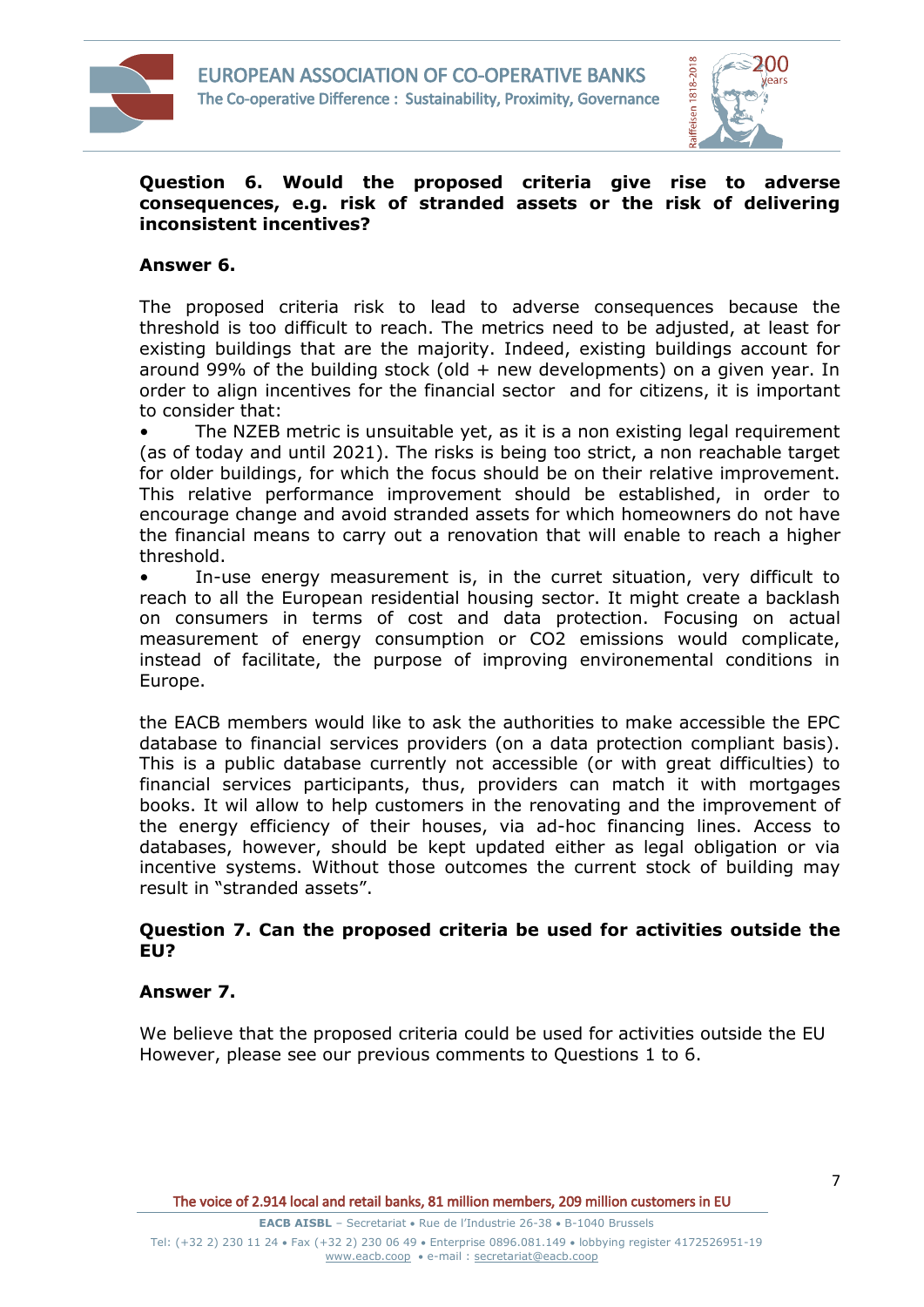**Question 6. Would the proposed criteria give rise to adverse consequences, e.g. risk of stranded assets or the risk of delivering inconsistent incentives?**

**Answer 6.**

The proposed criteria risk to lead to adverse consequences because the threshold is too difficult to reach. The metrics need to be adjusted, at least for existing buildings that are the majority. Indeed, existing buildings account for around 99% of the building stock (old + new developments) on a given year. In order to align incentives for the financial sector and for citizens, it is important to consider that:

- The NZEB metric is unsuitable yet, as it is a non existing legal requirement (as of today and until 2021). The risks is being too strict, a non reachable target for older buildings, for which the focus should be on their relative improvement. This relative performance improvement should be established, in order to encourage change and avoid stranded assets for which homeowners do not have the financial means to carry out a renovation that will enable to reach a higher threshold.
- In-use energy measurement is, in the curret situation, very difficult to reach to all the European residential housing sector. It might create a backlash on consumers in terms of cost and data protection. Focusing on actual measurement of energy consumption or CO2 emissions would complicate, instead of facilitate, the purpose of improving environemental conditions in Europe.

the EACB members would like to ask the authorities to make accessible the EPC database to financial services providers (on a data protection compliant basis). This is a public database currently not accessible (or with great difficulties) to financial services participants, thus, providers can match it with mortgages books. It wil allow to help customers in the renovating and the improvement of the energy efficiency of their houses, via ad-hoc financing lines. Access to databases, however, should be kept updated either as legal obligation or via incentive systems. Without those outcomes the current stock of building may result in "stranded assets".

**Question 7. Can the proposed criteria be used for activities outside the EU?**

**Answer 7.**

We believe that the proposed criteria could be used for activities outside the EU However, please see our previous comments to Questions 1 to 6.